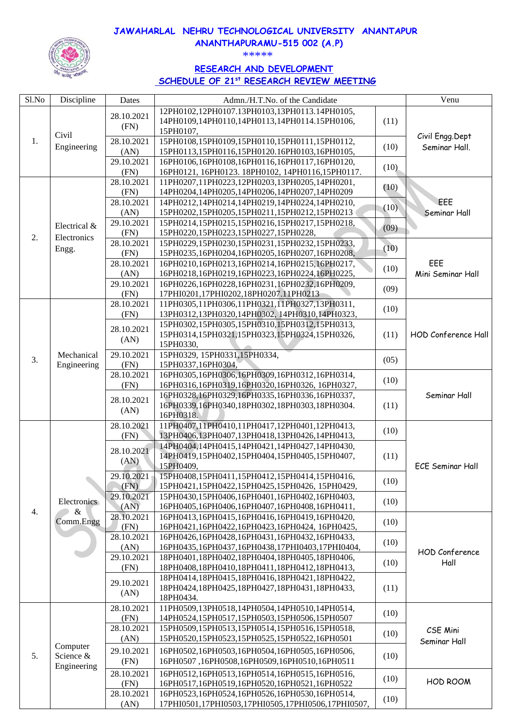# JAWAHARLAL NEHRU TECHNOLOGICAL UNIVERSITY ANANTAPUR

## ANANTHAPURAMU-515 002 (A.P)

\*\*\*\*\*

## RESEARCH AND DEVELOPMENT

## SCHEDULE OF 21st RESEARCH REVIEW MEETING

| Sl.No | Discipline | Dates | Admn./H.T.No. of the Candidate | | Venu |
|---|---|---|---|---|---|
| 1. | Civil Engineering | 28.10.2021 (FN) | 12PH0102,12PH0107.13PH0103,13PH0113.14PH0105, 14PH0109,14PH0110,14PH0113,14PH0114.15PH0106, 15PH0107, | (11) | Civil Engg.Dept Seminar Hall. |
| | | 28.10.2021 (AN) | 15PH0108,15PH0109,15PH0110,15PH0111,15PH0112, 15PH0113,15PH0116,15PH0120.16PH0103,16PH0105, | (10) | |
| | | 29.10.2021 (FN) | 16PH0106,16PH0108,16PH0116,16PH0117,16PH0120, 16PH0121, 16PH0123. 18PH0102, 14PH0116,15PH0117. | (10) | |
| 2. | Electrical & Electronics Engg. | 28.10.2021 (FN) | 11PH0207,11PH0223,12PH0203,13PH0205,14PH0201, 14PH0204,14PH0205,14PH0206,14PH0207,14PH0209 | (10) | EEE Seminar Hall |
| | | 28.10.2021 (AN) | 14PH0212,14PH0214,14PH0219,14PH0224,14PH0210, 15PH0202,15PH0205,15PH0211,15PH0212,15PH0213 | (10) | |
| | | 29.10.2021 (FN) | 15PH0214,15PH0215,15PH0216,15PH0217,15PH0218, 15PH0220,15PH0223,15PH0227,15PH0228, | (09) | |
| | | 28.10.2021 (FN) | 15PH0229,15PH0230,15PH0231,15PH0232,15PH0233, 15PH0235,16PH0204,16PH0205,16PH0207,16PH0208, | (10) | EEE Mini Seminar Hall |
| | | 28.10.2021 (AN) | 16PH0210,16PH0213,16PH0214,16PH0215,16PH0217, 16PH0218,16PH0219,16PH0223,16PH0224,16PH0225, | (10) | |
| | | 29.10.2021 (FN) | 16PH0226,16PH0228,16PH0231,16PH0232,16PH0209, 17PHI0201,17PHI0202,18PH0207.11PH0213 | (09) | |
| 3. | Mechanical Engineering | 28.10.2021 (FN) | 11PH0305,11PH0306,11PH0321,11PH0327,13PH0311, 13PH0312,13PH0320,14PH0302, 14PH0310,14PH0323, | (10) | HOD Conference Hall |
| | | 28.10.2021 (AN) | 15PH0302,15PH0305,15PH0310,15PH0312,15PH0313, 15PH0314,15PH0321,15PH0323,15PH0324,15PH0326, 15PH0330, | (11) | |
| | | 29.10.2021 (FN) | 15PH0329, 15PH0331,15PH0334, 15PH0337,16PH0304, | (05) | |
| | | 28.10.2021 (FN) | 16PH0305,16PH0306,16PH0309,16PH0312,16PH0314, 16PH0316,16PH0319,16PH0320,16PH0326, 16PH0327, | (10) | Seminar Hall |
| | | 28.10.2021 (AN) | 16PH0328,16PH0329,16PH0335,16PH0336,16PH0337, 16PH0339,16PH0340,18PH0302,18PH0303,18PH0304. 16PH0318. | (11) | |
| 4. | Electronics & Comm.Engg | 28.10.2021 (FN) | 11PH0407,11PH0410,11PH0417,12PH0401,12PH0413, 13PH0406,13PH0407,13PH0418,13PH0426,14PH0413, | (10) | ECE Seminar Hall |
| | | 28.10.2021 (AN) | 14PH0404,14PH0415,14PH0421,14PH0427,14PH0430, 14PH0419,15PH0402,15PH0404,15PH0405,15PH0407, 15PH0409, | (11) | |
| | | 29.10.2021 (FN) | 15PH0408,15PH0411,15PH0412,15PH0414,15PH0416, 15PH0421,15PH0422,15PH0425,15PH0426, 15PH0429, | (10) | |
| | | 29.10.2021 (AN) | 15PH0430,15PH0406,16PH0401,16PH0402,16PH0403, 16PH0405,16PH0406,16PH0407,16PH0408,16PH0411, | (10) | |
| | | 28.10.2021 (FN) | 16PH0413,16PH0415,16PH0416,16PH0419,16PH0420, 16PH0421,16PH0422,16PH0423,16PH0424, 16PH0425, | (10) | HOD Conference Hall |
| | | 28.10.2021 (AN) | 16PH0426,16PH0428,16PH0431,16PH0432,16PH0433, 16PH0435,16PH0437,16PH0438,17PHI0403,17PHI0404, | (10) | |
| | | 29.10.2021 (FN) | 18PH0401,18PH0402,18PH0404,18PH0405,18PH0406, 18PH0408,18PH0410,18PH0411,18PH0412,18PH0413, | (10) | |
| | | 29.10.2021 (AN) | 18PH0414,18PH0415,18PH0416,18PH0421,18PH0422, 18PH0424,18PH0425,18PH0427,18PH0431,18PH0433, 18PH0434. | (11) | |
| 5. | Computer Science & Engineering | 28.10.2021 (FN) | 11PH0509,13PH0518,14PH0504,14PH0510,14PH0514, 14PH0524,15PH0517,15PH0503,15PH0506,15PH0507 | (10) | CSE Mini Seminar Hall |
| | | 28.10.2021 (AN) | 15PH0509,15PH0513,15PH0514,15PH0516,15PH0518, 15PH0520,15PH0523,15PH0525,15PH0522,16PH0501 | (10) | |
| | | 29.10.2021 (FN) | 16PH0502,16PH0503,16PH0504,16PH0505,16PH0506, 16PH0507 ,16PH0508,16PH0509,16PH0510,16PH0511 | (10) | |
| | | 28.10.2021 (FN) | 16PH0512,16PH0513,16PH0514,16PH0515,16PH0516, 16PH0517,16PH0519,16PH0520,16PH0521,16PH0522 | (10) | HOD ROOM |
| | | 28.10.2021 (AN) | 16PH0523,16PH0524,16PH0526,16PH0530,16PH0514, 17PHI0501,17PHI0503,17PHI0505,17PHI0506,17PHI0507, | (10) | |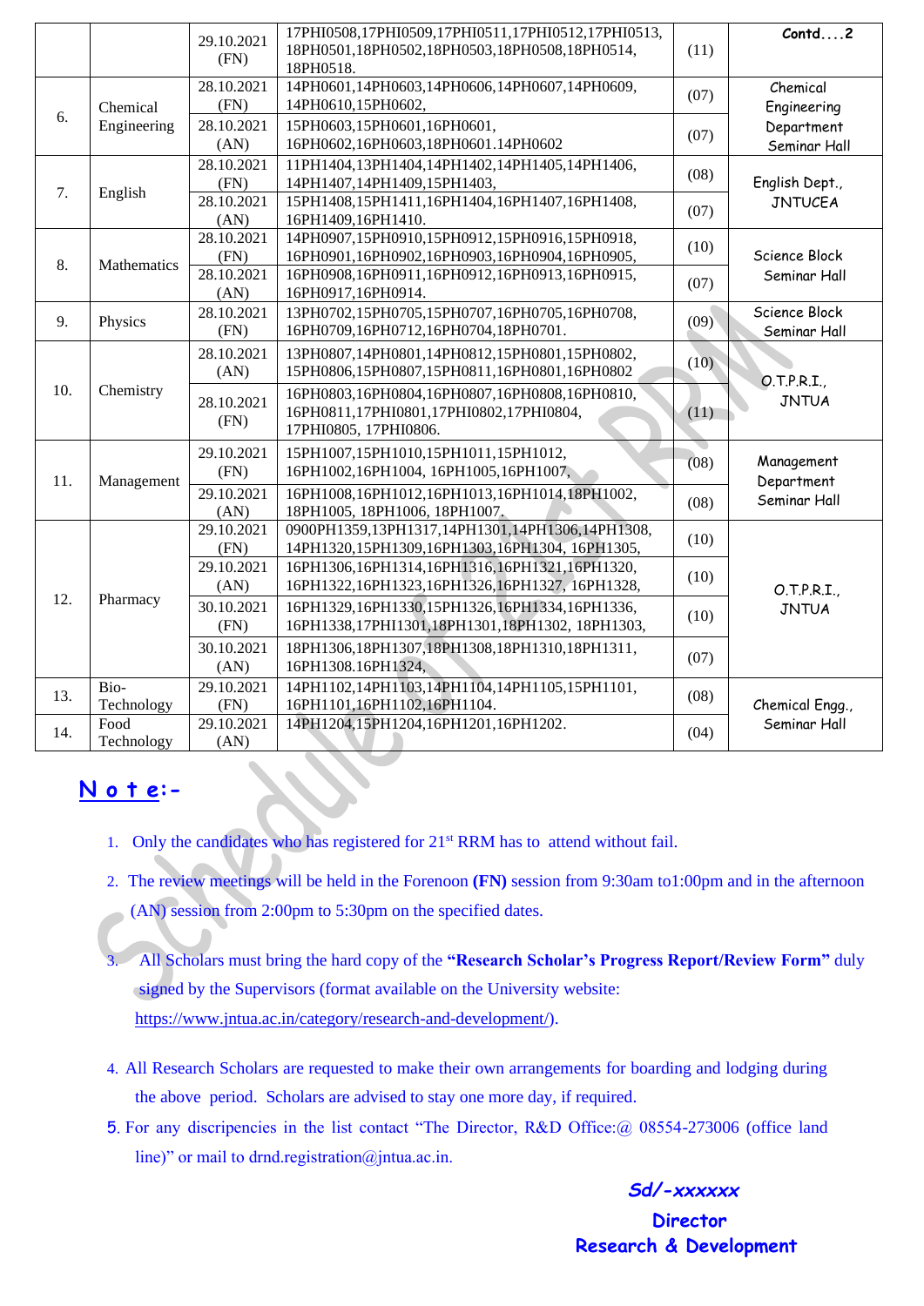| | | 29.10.2021 (FN) | 17PHI0508,17PHI0509,17PHI0511,17PHI0512,17PHI0513, 18PH0501,18PH0502,18PH0503,18PH0508,18PH0514, 18PH0518. | (11) | Contd....2 |
|---|---|---|---|---|---|
| 6. | Chemical Engineering | 28.10.2021 (FN) | 14PH0601,14PH0603,14PH0606,14PH0607,14PH0609, 14PH0610,15PH0602, | (07) | Chemical Engineering Department Seminar Hall |
| | | 28.10.2021 (AN) | 15PH0603,15PH0601,16PH0601, 16PH0602,16PH0603,18PH0601.14PH0602 | (07) | |
| 7. | English | 28.10.2021 (FN) | 11PH1404,13PH1404,14PH1402,14PH1405,14PH1406, 14PH1407,14PH1409,15PH1403, | (08) | English Dept., JNTUCEA |
| | | 28.10.2021 (AN) | 15PH1408,15PH1411,16PH1404,16PH1407,16PH1408, 16PH1409,16PH1410. | (07) | |
| 8. | Mathematics | 28.10.2021 (FN) | 14PH0907,15PH0910,15PH0912,15PH0916,15PH0918, 16PH0901,16PH0902,16PH0903,16PH0904,16PH0905, | (10) | Science Block Seminar Hall |
| | | 28.10.2021 (AN) | 16PH0908,16PH0911,16PH0912,16PH0913,16PH0915, 16PH0917,16PH0914. | (07) | |
| 9. | Physics | 28.10.2021 (FN) | 13PH0702,15PH0705,15PH0707,16PH0705,16PH0708, 16PH0709,16PH0712,16PH0704,18PH0701. | (09) | Science Block Seminar Hall |
| 10. | Chemistry | 28.10.2021 (AN) | 13PH0807,14PH0801,14PH0812,15PH0801,15PH0802, 15PH0806,15PH0807,15PH0811,16PH0801,16PH0802 | (10) | O.T.P.R.I., JNTUA |
| | | 28.10.2021 (FN) | 16PH0803,16PH0804,16PH0807,16PH0808,16PH0810, 16PH0811,17PHI0801,17PHI0802,17PHI0804, 17PHI0805, 17PHI0806. | (11) | |
| 11. | Management | 29.10.2021 (FN) | 15PH1007,15PH1010,15PH1011,15PH1012, 16PH1002,16PH1004, 16PH1005,16PH1007, | (08) | Management Department Seminar Hall |
| | | 29.10.2021 (AN) | 16PH1008,16PH1011,16PH1013,16PH1014,18PH1002, 18PH1005, 18PH1006, 18PH1007. | (08) | |
| 12. | Pharmacy | 29.10.2021 (FN) | 0900PH1359,13PH1317,14PH1301,14PH1306,14PH1308, 14PH1320,15PH1309,16PH1303,16PH1304, 16PH1305, | (10) | O.T.P.R.I., JNTUA |
| | | 29.10.2021 (AN) | 16PH1306,16PH1314,16PH1316,16PH1321,16PH1320, 16PH1322,16PH1323,16PH1326,16PH1327, 16PH1328, | (10) | |
| | | 30.10.2021 (FN) | 16PH1329,16PH1330,15PH1326,16PH1334,16PH1336, 16PH1338,17PHI1301,18PH1301,18PH1302, 18PH1303, | (10) | |
| | | 30.10.2021 (AN) | 18PH1306,18PH1307,18PH1308,18PH1310,18PH1311, 16PH1308.16PH1324, | (07) | |
| 13. | Bio-Technology | 29.10.2021 (FN) | 14PH1102,14PH1103,14PH1104,14PH1105,15PH1101, 16PH1101,16PH1102,16PH1104. | (08) | Chemical Engg., Seminar Hall |
| 14. | Food Technology | 29.10.2021 (AN) | 14PH1204,15PH1204,16PH1201,16PH1202. | (04) | |

**N o t e:-**

1. Only the candidates who has registered for 21st RRM has to attend without fail.
2. The review meetings will be held in the Forenoon **(FN)** session from 9:30am to1:00pm and in the afternoon (AN) session from 2:00pm to 5:30pm on the specified dates.
3. All Scholars must bring the hard copy of the **"Research Scholar's Progress Report/Review Form"** duly signed by the Supervisors (format available on the University website: https://www.jntua.ac.in/category/research-and-development/).
4. All Research Scholars are requested to make their own arrangements for boarding and lodging during the above period. Scholars are advised to stay one more day, if required.
5. For any discripencies in the list contact "The Director, R&D Office:@ 08554-273006 (office land line)" or mail to drnd.registration@jntua.ac.in.

*Sd/-xxxxxx*

**Director**
**Research & Development**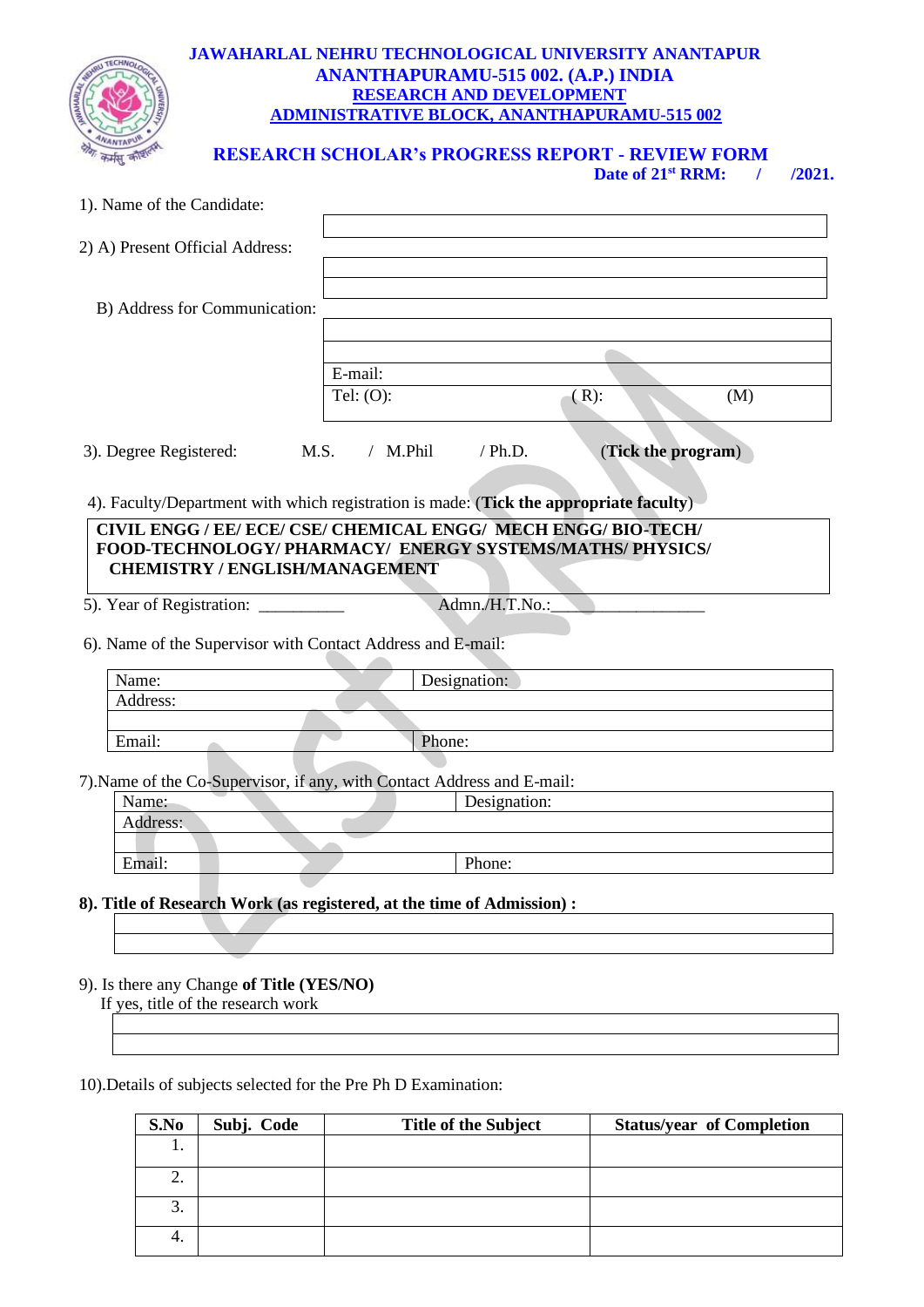# JAWAHARLAL NEHRU TECHNOLOGICAL UNIVERSITY ANANTAPUR
## ANANTHAPURAMU-515 002. (A.P.) INDIA
## RESEARCH AND DEVELOPMENT
## ADMINISTRATIVE BLOCK, ANANTHAPURAMU-515 002

## RESEARCH SCHOLAR's PROGRESS REPORT - REVIEW FORM

**Date of 21st RRM: / /2021.**

1). Name of the Candidate:

2) A) Present Official Address:

B) Address for Communication:

E-mail:

Tel: (O): ( R): (M)

3). Degree Registered: M.S. / M.Phil / Ph.D. (**Tick the program**)

4). Faculty/Department with which registration is made: (**Tick the appropriate faculty**)

**CIVIL ENGG / EE/ ECE/ CSE/ CHEMICAL ENGG/ MECH ENGG/ BIO-TECH/ FOOD-TECHNOLOGY/ PHARMACY/ ENERGY SYSTEMS/MATHS/ PHYSICS/ CHEMISTRY / ENGLISH/MANAGEMENT**

5). Year of Registration: __________ Admn./H.T.No.:__________________

6). Name of the Supervisor with Contact Address and E-mail:

| Name: | Designation: |
|---|---|
| Address: | |
| | |
| Email: | Phone: |

7).Name of the Co-Supervisor, if any, with Contact Address and E-mail:

| Name: | Designation: |
|---|---|
| Address: | |
| | |
| Email: | Phone: |

**8). Title of Research Work (as registered, at the time of Admission) :**

9). Is there any Change **of Title (YES/NO)**

If yes, title of the research work

10).Details of subjects selected for the Pre Ph D Examination:

| S.No | Subj. Code | Title of the Subject | Status/year of Completion |
|---|---|---|---|
| 1. | | | |
| 2. | | | |
| 3. | | | |
| 4. | | | |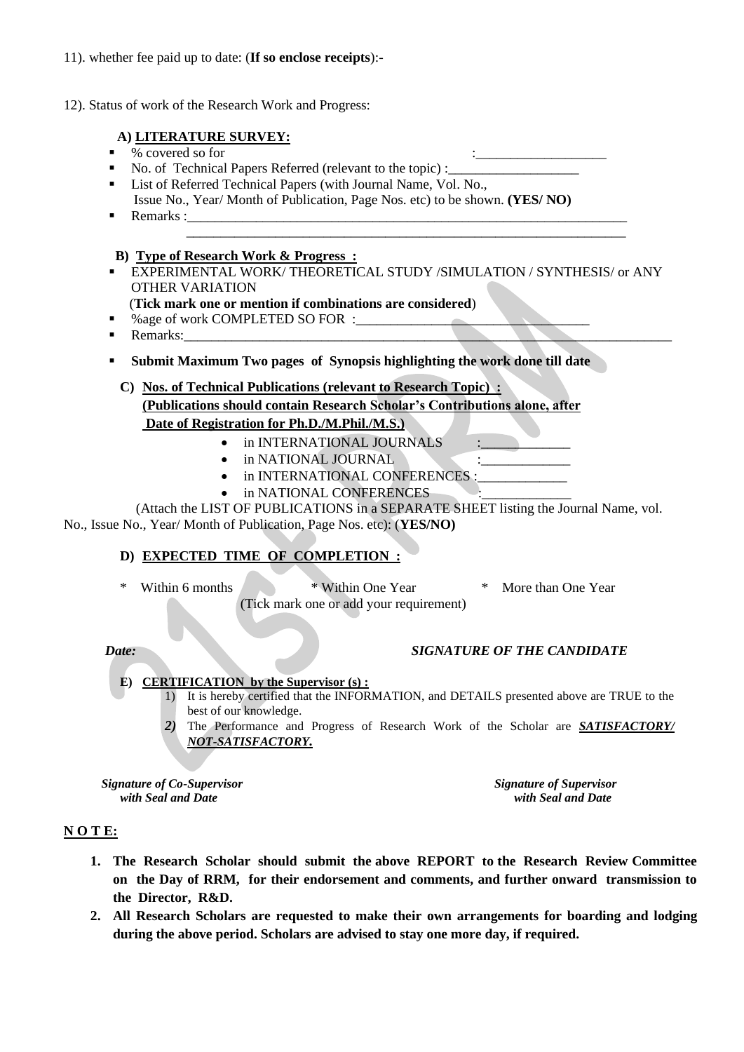11). whether fee paid up to date: (**If so enclose receipts**):-

12). Status of work of the Research Work and Progress:

**A) LITERATURE SURVEY:**

- % covered so for :___________________
- No. of Technical Papers Referred (relevant to the topic) :___________________
- List of Referred Technical Papers (with Journal Name, Vol. No., Issue No., Year/ Month of Publication, Page Nos. etc) to be shown. **(YES/ NO)**
- Remarks :_____________________________________________________________________ _____________________________________________________________________

**B) Type of Research Work & Progress :**

- EXPERIMENTAL WORK/ THEORETICAL STUDY /SIMULATION / SYNTHESIS/ or ANY OTHER VARIATION
  (**Tick mark one or mention if combinations are considered**)
- %age of work COMPLETED SO FOR :___________________________________
- Remarks:_____________________________________________________________________________
- **Submit Maximum Two pages of Synopsis highlighting the work done till date**

**C) Nos. of Technical Publications (relevant to Research Topic) :**
**(Publications should contain Research Scholar's Contributions alone, after Date of Registration for Ph.D./M.Phil./M.S.)**

- in INTERNATIONAL JOURNALS :_____________
- in NATIONAL JOURNAL :_____________
- in INTERNATIONAL CONFERENCES :_____________
- in NATIONAL CONFERENCES :_____________

(Attach the LIST OF PUBLICATIONS in a SEPARATE SHEET listing the Journal Name, vol. No., Issue No., Year/ Month of Publication, Page Nos. etc): (**YES/NO)**

**D) EXPECTED TIME OF COMPLETION :**

* Within 6 months * Within One Year * More than One Year
(Tick mark one or add your requirement)

***Date:*** ***SIGNATURE OF THE CANDIDATE***

**E) CERTIFICATION by the Supervisor (s) :**

1) It is hereby certified that the INFORMATION, and DETAILS presented above are TRUE to the best of our knowledge.
2) The Performance and Progress of Research Work of the Scholar are ***SATISFACTORY/ NOT-SATISFACTORY.***

***Signature of Co-Supervisor with Seal and Date*** ***Signature of Supervisor with Seal and Date***

**N O T E:**

1. **The Research Scholar should submit the above REPORT to the Research Review Committee on the Day of RRM, for their endorsement and comments, and further onward transmission to the Director, R&D.**
2. **All Research Scholars are requested to make their own arrangements for boarding and lodging during the above period. Scholars are advised to stay one more day, if required.**